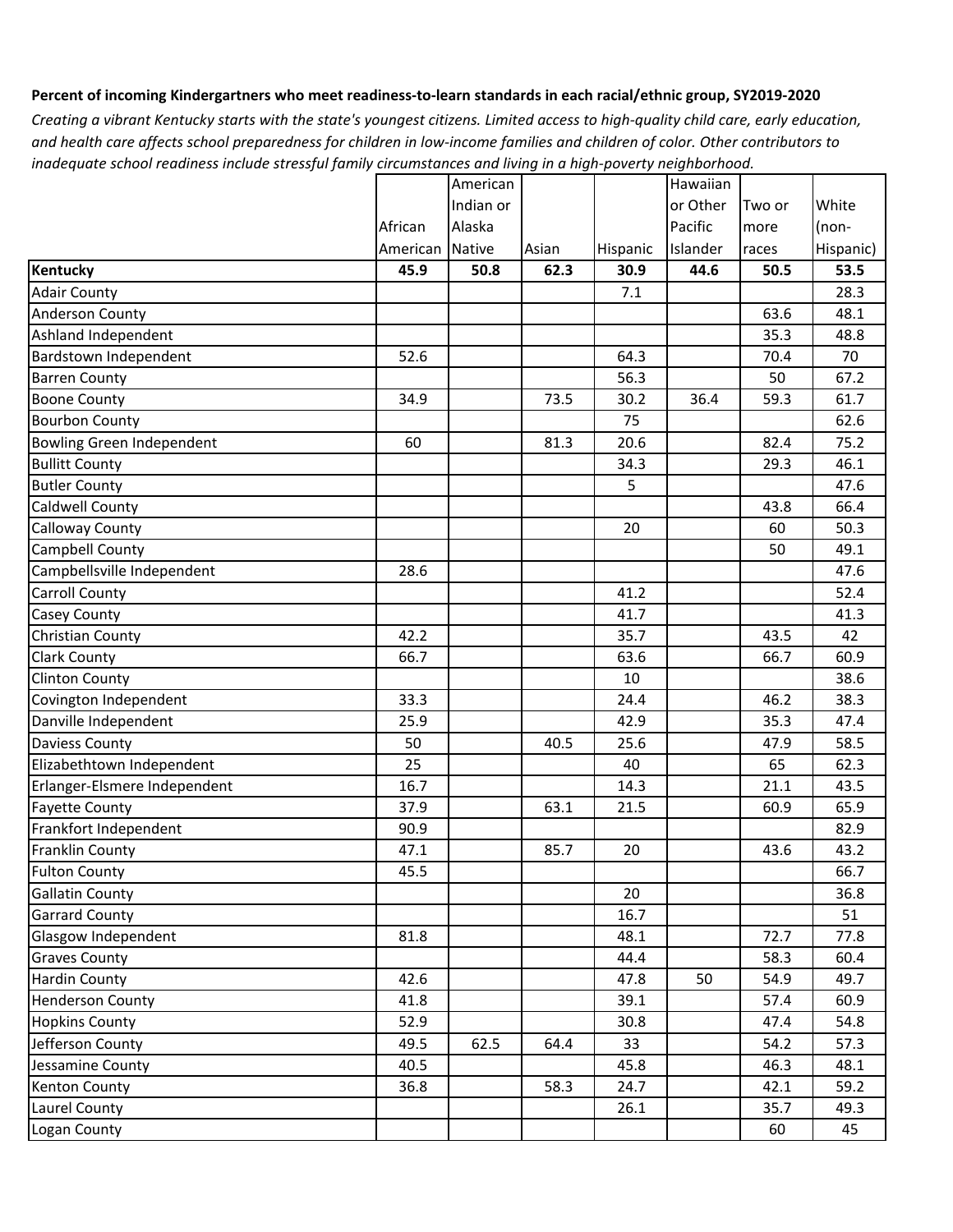**Percent of incoming Kindergartners who meet readiness-to-learn standards in each racial/ethnic group, SY2019-2020**

*Creating a vibrant Kentucky starts with the state's youngest citizens. Limited access to high-quality child care, early education, and health care affects school preparedness for children in low-income families and children of color. Other contributors to inadequate school readiness include stressful family circumstances and living in a high-poverty neighborhood.*

| | African American | American Indian or Alaska Native | Asian | Hispanic | Hawaiian or Other Pacific Islander | Two or more races | White (non-Hispanic) |
|---|---|---|---|---|---|---|---|
| **Kentucky** | **45.9** | **50.8** | **62.3** | **30.9** | **44.6** | **50.5** | **53.5** |
| Adair County | | | | 7.1 | | | 28.3 |
| Anderson County | | | | | | 63.6 | 48.1 |
| Ashland Independent | | | | | | 35.3 | 48.8 |
| Bardstown Independent | 52.6 | | | 64.3 | | 70.4 | 70 |
| Barren County | | | | 56.3 | | 50 | 67.2 |
| Boone County | 34.9 | | 73.5 | 30.2 | 36.4 | 59.3 | 61.7 |
| Bourbon County | | | | 75 | | | 62.6 |
| Bowling Green Independent | 60 | | 81.3 | 20.6 | | 82.4 | 75.2 |
| Bullitt County | | | | 34.3 | | 29.3 | 46.1 |
| Butler County | | | | 5 | | | 47.6 |
| Caldwell County | | | | | | 43.8 | 66.4 |
| Calloway County | | | | 20 | | 60 | 50.3 |
| Campbell County | | | | | | 50 | 49.1 |
| Campbellsville Independent | 28.6 | | | | | | 47.6 |
| Carroll County | | | | 41.2 | | | 52.4 |
| Casey County | | | | 41.7 | | | 41.3 |
| Christian County | 42.2 | | | 35.7 | | 43.5 | 42 |
| Clark County | 66.7 | | | 63.6 | | 66.7 | 60.9 |
| Clinton County | | | | 10 | | | 38.6 |
| Covington Independent | 33.3 | | | 24.4 | | 46.2 | 38.3 |
| Danville Independent | 25.9 | | | 42.9 | | 35.3 | 47.4 |
| Daviess County | 50 | | 40.5 | 25.6 | | 47.9 | 58.5 |
| Elizabethtown Independent | 25 | | | 40 | | 65 | 62.3 |
| Erlanger-Elsmere Independent | 16.7 | | | 14.3 | | 21.1 | 43.5 |
| Fayette County | 37.9 | | 63.1 | 21.5 | | 60.9 | 65.9 |
| Frankfort Independent | 90.9 | | | | | | 82.9 |
| Franklin County | 47.1 | | 85.7 | 20 | | 43.6 | 43.2 |
| Fulton County | 45.5 | | | | | | 66.7 |
| Gallatin County | | | | 20 | | | 36.8 |
| Garrard County | | | | 16.7 | | | 51 |
| Glasgow Independent | 81.8 | | | 48.1 | | 72.7 | 77.8 |
| Graves County | | | | 44.4 | | 58.3 | 60.4 |
| Hardin County | 42.6 | | | 47.8 | 50 | 54.9 | 49.7 |
| Henderson County | 41.8 | | | 39.1 | | 57.4 | 60.9 |
| Hopkins County | 52.9 | | | 30.8 | | 47.4 | 54.8 |
| Jefferson County | 49.5 | 62.5 | 64.4 | 33 | | 54.2 | 57.3 |
| Jessamine County | 40.5 | | | 45.8 | | 46.3 | 48.1 |
| Kenton County | 36.8 | | 58.3 | 24.7 | | 42.1 | 59.2 |
| Laurel County | | | | 26.1 | | 35.7 | 49.3 |
| Logan County | | | | | | 60 | 45 |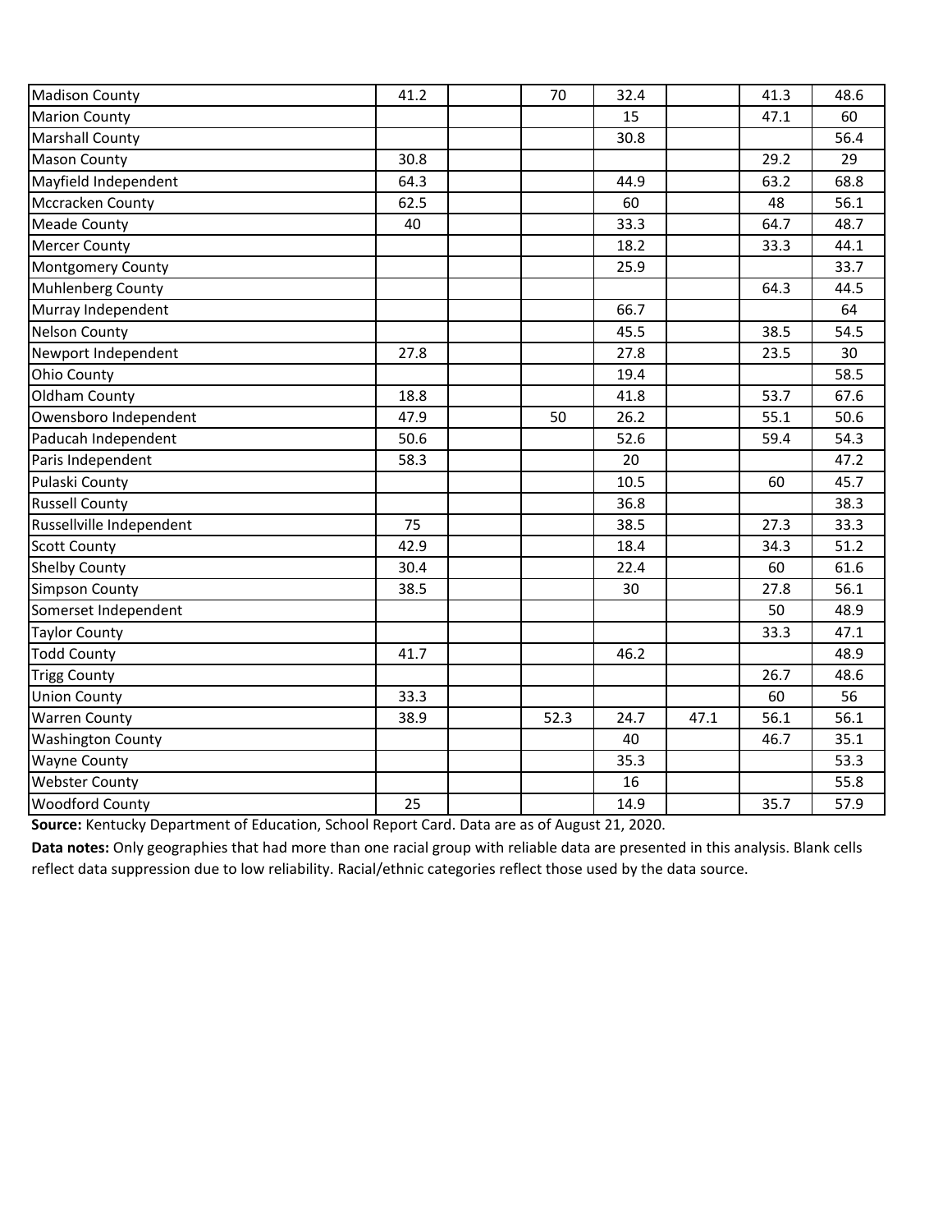| | | | | | | | |
|---|---|---|---|---|---|---|---|
| Madison County | 41.2 | | 70 | 32.4 | | 41.3 | 48.6 |
| Marion County | | | | 15 | | 47.1 | 60 |
| Marshall County | | | | 30.8 | | | 56.4 |
| Mason County | 30.8 | | | | | 29.2 | 29 |
| Mayfield Independent | 64.3 | | | 44.9 | | 63.2 | 68.8 |
| Mccracken County | 62.5 | | | 60 | | 48 | 56.1 |
| Meade County | 40 | | | 33.3 | | 64.7 | 48.7 |
| Mercer County | | | | 18.2 | | 33.3 | 44.1 |
| Montgomery County | | | | 25.9 | | | 33.7 |
| Muhlenberg County | | | | | | 64.3 | 44.5 |
| Murray Independent | | | | 66.7 | | | 64 |
| Nelson County | | | | 45.5 | | 38.5 | 54.5 |
| Newport Independent | 27.8 | | | 27.8 | | 23.5 | 30 |
| Ohio County | | | | 19.4 | | | 58.5 |
| Oldham County | 18.8 | | | 41.8 | | 53.7 | 67.6 |
| Owensboro Independent | 47.9 | | 50 | 26.2 | | 55.1 | 50.6 |
| Paducah Independent | 50.6 | | | 52.6 | | 59.4 | 54.3 |
| Paris Independent | 58.3 | | | 20 | | | 47.2 |
| Pulaski County | | | | 10.5 | | 60 | 45.7 |
| Russell County | | | | 36.8 | | | 38.3 |
| Russellville Independent | 75 | | | 38.5 | | 27.3 | 33.3 |
| Scott County | 42.9 | | | 18.4 | | 34.3 | 51.2 |
| Shelby County | 30.4 | | | 22.4 | | 60 | 61.6 |
| Simpson County | 38.5 | | | 30 | | 27.8 | 56.1 |
| Somerset Independent | | | | | | 50 | 48.9 |
| Taylor County | | | | | | 33.3 | 47.1 |
| Todd County | 41.7 | | | 46.2 | | | 48.9 |
| Trigg County | | | | | | 26.7 | 48.6 |
| Union County | 33.3 | | | | | 60 | 56 |
| Warren County | 38.9 | | 52.3 | 24.7 | 47.1 | 56.1 | 56.1 |
| Washington County | | | | 40 | | 46.7 | 35.1 |
| Wayne County | | | | 35.3 | | | 53.3 |
| Webster County | | | | 16 | | | 55.8 |
| Woodford County | 25 | | | 14.9 | | 35.7 | 57.9 |

**Source:** Kentucky Department of Education, School Report Card. Data are as of August 21, 2020.

**Data notes:** Only geographies that had more than one racial group with reliable data are presented in this analysis. Blank cells reflect data suppression due to low reliability. Racial/ethnic categories reflect those used by the data source.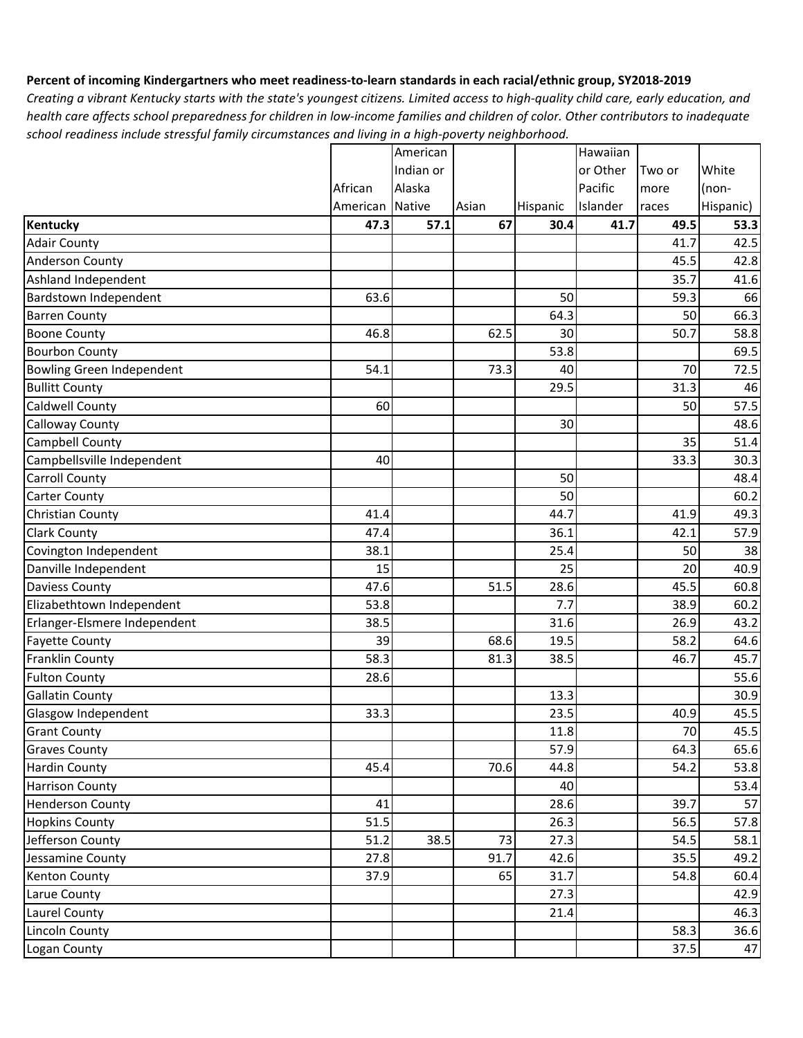**Percent of incoming Kindergartners who meet readiness-to-learn standards in each racial/ethnic group, SY2018-2019**

*Creating a vibrant Kentucky starts with the state's youngest citizens. Limited access to high-quality child care, early education, and health care affects school preparedness for children in low-income families and children of color. Other contributors to inadequate school readiness include stressful family circumstances and living in a high-poverty neighborhood.*

| | African American | American Indian or Alaska Native | Asian | Hispanic | Hawaiian or Other Pacific Islander | Two or more races | White (non-Hispanic) |
|---|---|---|---|---|---|---|---|
| **Kentucky** | **47.3** | **57.1** | **67** | **30.4** | **41.7** | **49.5** | **53.3** |
| Adair County | | | | | | 41.7 | 42.5 |
| Anderson County | | | | | | 45.5 | 42.8 |
| Ashland Independent | | | | | | 35.7 | 41.6 |
| Bardstown Independent | 63.6 | | | 50 | | 59.3 | 66 |
| Barren County | | | | 64.3 | | 50 | 66.3 |
| Boone County | 46.8 | | 62.5 | 30 | | 50.7 | 58.8 |
| Bourbon County | | | | 53.8 | | | 69.5 |
| Bowling Green Independent | 54.1 | | 73.3 | 40 | | 70 | 72.5 |
| Bullitt County | | | | 29.5 | | 31.3 | 46 |
| Caldwell County | 60 | | | | | 50 | 57.5 |
| Calloway County | | | | 30 | | | 48.6 |
| Campbell County | | | | | | 35 | 51.4 |
| Campbellsville Independent | 40 | | | | | 33.3 | 30.3 |
| Carroll County | | | | 50 | | | 48.4 |
| Carter County | | | | 50 | | | 60.2 |
| Christian County | 41.4 | | | 44.7 | | 41.9 | 49.3 |
| Clark County | 47.4 | | | 36.1 | | 42.1 | 57.9 |
| Covington Independent | 38.1 | | | 25.4 | | 50 | 38 |
| Danville Independent | 15 | | | 25 | | 20 | 40.9 |
| Daviess County | 47.6 | | 51.5 | 28.6 | | 45.5 | 60.8 |
| Elizabethtown Independent | 53.8 | | | 7.7 | | 38.9 | 60.2 |
| Erlanger-Elsmere Independent | 38.5 | | | 31.6 | | 26.9 | 43.2 |
| Fayette County | 39 | | 68.6 | 19.5 | | 58.2 | 64.6 |
| Franklin County | 58.3 | | 81.3 | 38.5 | | 46.7 | 45.7 |
| Fulton County | 28.6 | | | | | | 55.6 |
| Gallatin County | | | | 13.3 | | | 30.9 |
| Glasgow Independent | 33.3 | | | 23.5 | | 40.9 | 45.5 |
| Grant County | | | | 11.8 | | 70 | 45.5 |
| Graves County | | | | 57.9 | | 64.3 | 65.6 |
| Hardin County | 45.4 | | 70.6 | 44.8 | | 54.2 | 53.8 |
| Harrison County | | | | 40 | | | 53.4 |
| Henderson County | 41 | | | 28.6 | | 39.7 | 57 |
| Hopkins County | 51.5 | | | 26.3 | | 56.5 | 57.8 |
| Jefferson County | 51.2 | 38.5 | 73 | 27.3 | | 54.5 | 58.1 |
| Jessamine County | 27.8 | | 91.7 | 42.6 | | 35.5 | 49.2 |
| Kenton County | 37.9 | | 65 | 31.7 | | 54.8 | 60.4 |
| Larue County | | | | 27.3 | | | 42.9 |
| Laurel County | | | | 21.4 | | | 46.3 |
| Lincoln County | | | | | | 58.3 | 36.6 |
| Logan County | | | | | | 37.5 | 47 |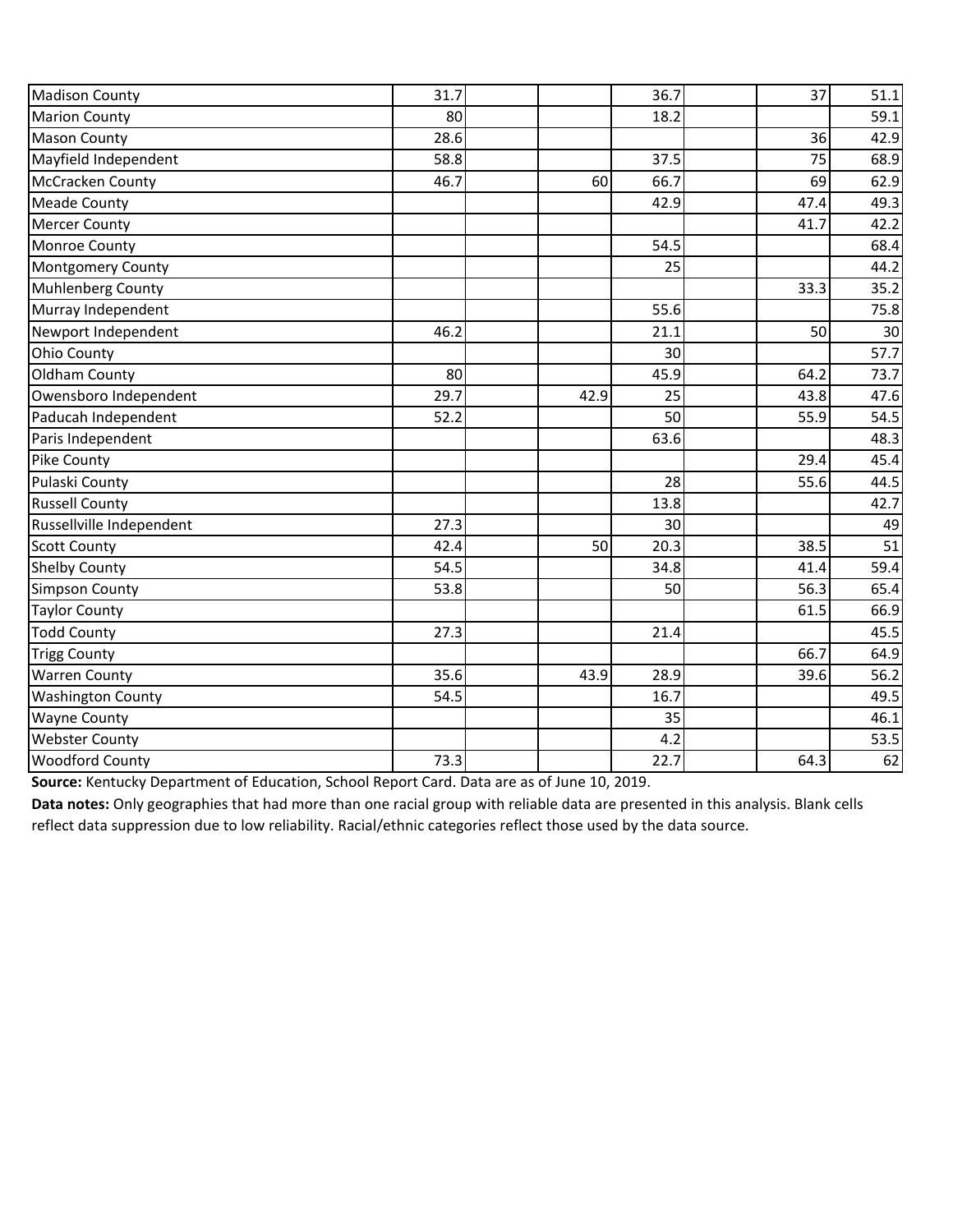| | | | | | | | |
|---|---|---|---|---|---|---|---|
| Madison County | 31.7 | | | 36.7 | | 37 | 51.1 |
| Marion County | 80 | | | 18.2 | | | 59.1 |
| Mason County | 28.6 | | | | | 36 | 42.9 |
| Mayfield Independent | 58.8 | | | 37.5 | | 75 | 68.9 |
| McCracken County | 46.7 | | 60 | 66.7 | | 69 | 62.9 |
| Meade County | | | | 42.9 | | 47.4 | 49.3 |
| Mercer County | | | | | | 41.7 | 42.2 |
| Monroe County | | | | 54.5 | | | 68.4 |
| Montgomery County | | | | 25 | | | 44.2 |
| Muhlenberg County | | | | | | 33.3 | 35.2 |
| Murray Independent | | | | 55.6 | | | 75.8 |
| Newport Independent | 46.2 | | | 21.1 | | 50 | 30 |
| Ohio County | | | | 30 | | | 57.7 |
| Oldham County | 80 | | | 45.9 | | 64.2 | 73.7 |
| Owensboro Independent | 29.7 | | 42.9 | 25 | | 43.8 | 47.6 |
| Paducah Independent | 52.2 | | | 50 | | 55.9 | 54.5 |
| Paris Independent | | | | 63.6 | | | 48.3 |
| Pike County | | | | | | 29.4 | 45.4 |
| Pulaski County | | | | 28 | | 55.6 | 44.5 |
| Russell County | | | | 13.8 | | | 42.7 |
| Russellville Independent | 27.3 | | | 30 | | | 49 |
| Scott County | 42.4 | | 50 | 20.3 | | 38.5 | 51 |
| Shelby County | 54.5 | | | 34.8 | | 41.4 | 59.4 |
| Simpson County | 53.8 | | | 50 | | 56.3 | 65.4 |
| Taylor County | | | | | | 61.5 | 66.9 |
| Todd County | 27.3 | | | 21.4 | | | 45.5 |
| Trigg County | | | | | | 66.7 | 64.9 |
| Warren County | 35.6 | | 43.9 | 28.9 | | 39.6 | 56.2 |
| Washington County | 54.5 | | | 16.7 | | | 49.5 |
| Wayne County | | | | 35 | | | 46.1 |
| Webster County | | | | 4.2 | | | 53.5 |
| Woodford County | 73.3 | | | 22.7 | | 64.3 | 62 |

**Source:** Kentucky Department of Education, School Report Card. Data are as of June 10, 2019.

**Data notes:** Only geographies that had more than one racial group with reliable data are presented in this analysis. Blank cells reflect data suppression due to low reliability. Racial/ethnic categories reflect those used by the data source.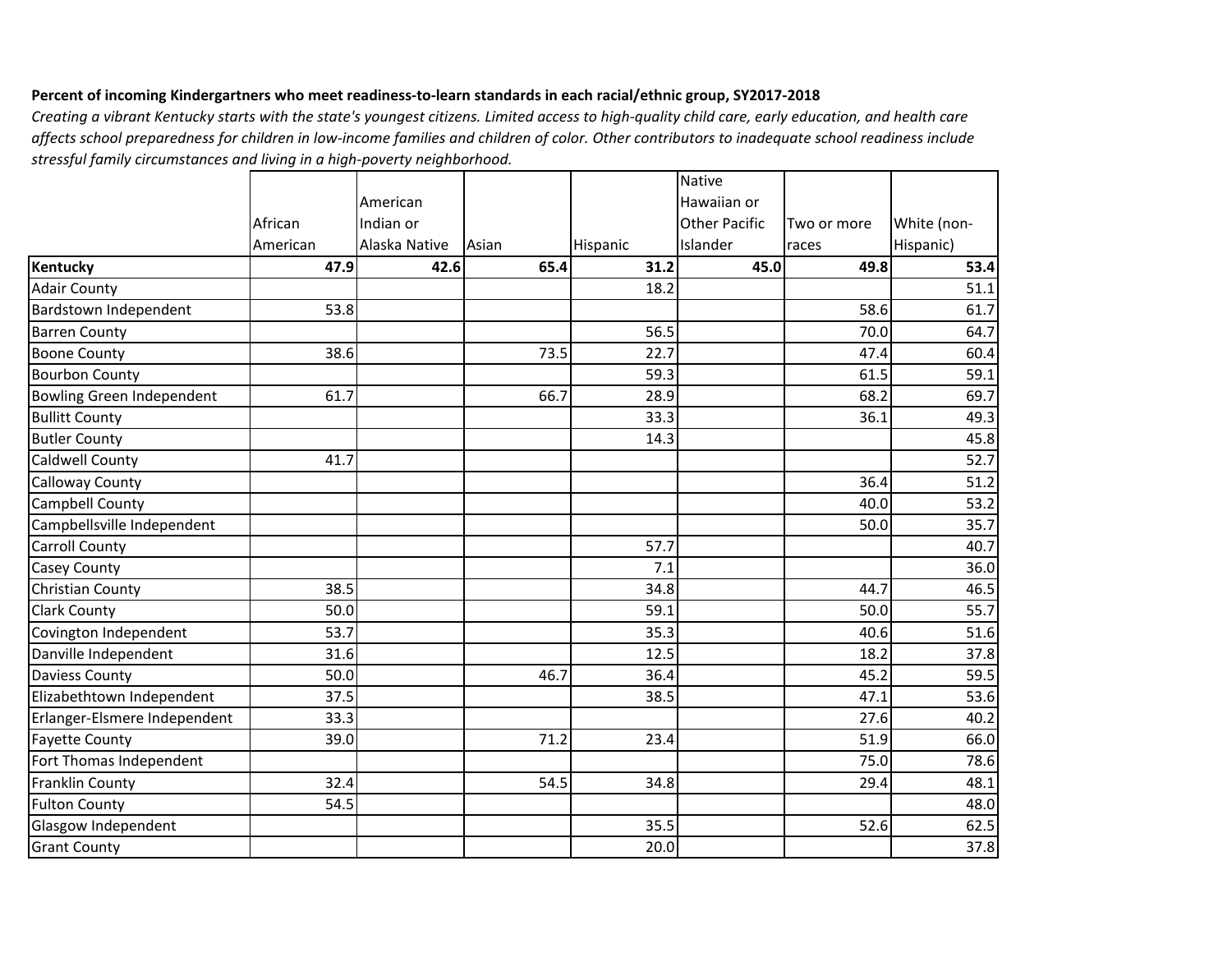**Percent of incoming Kindergartners who meet readiness-to-learn standards in each racial/ethnic group, SY2017-2018**

*Creating a vibrant Kentucky starts with the state's youngest citizens. Limited access to high-quality child care, early education, and health care affects school preparedness for children in low-income families and children of color. Other contributors to inadequate school readiness include stressful family circumstances and living in a high-poverty neighborhood.*

| | African American | American Indian or Alaska Native | Asian | Hispanic | Native Hawaiian or Other Pacific Islander | Two or more races | White (non-Hispanic) |
|---|---|---|---|---|---|---|---|
| **Kentucky** | **47.9** | **42.6** | **65.4** | **31.2** | **45.0** | **49.8** | **53.4** |
| Adair County | | | | 18.2 | | | 51.1 |
| Bardstown Independent | 53.8 | | | | | 58.6 | 61.7 |
| Barren County | | | | 56.5 | | 70.0 | 64.7 |
| Boone County | 38.6 | | 73.5 | 22.7 | | 47.4 | 60.4 |
| Bourbon County | | | | 59.3 | | 61.5 | 59.1 |
| Bowling Green Independent | 61.7 | | 66.7 | 28.9 | | 68.2 | 69.7 |
| Bullitt County | | | | 33.3 | | 36.1 | 49.3 |
| Butler County | | | | 14.3 | | | 45.8 |
| Caldwell County | 41.7 | | | | | | 52.7 |
| Calloway County | | | | | | 36.4 | 51.2 |
| Campbell County | | | | | | 40.0 | 53.2 |
| Campbellsville Independent | | | | | | 50.0 | 35.7 |
| Carroll County | | | | 57.7 | | | 40.7 |
| Casey County | | | | 7.1 | | | 36.0 |
| Christian County | 38.5 | | | 34.8 | | 44.7 | 46.5 |
| Clark County | 50.0 | | | 59.1 | | 50.0 | 55.7 |
| Covington Independent | 53.7 | | | 35.3 | | 40.6 | 51.6 |
| Danville Independent | 31.6 | | | 12.5 | | 18.2 | 37.8 |
| Daviess County | 50.0 | | 46.7 | 36.4 | | 45.2 | 59.5 |
| Elizabethtown Independent | 37.5 | | | 38.5 | | 47.1 | 53.6 |
| Erlanger-Elsmere Independent | 33.3 | | | | | 27.6 | 40.2 |
| Fayette County | 39.0 | | 71.2 | 23.4 | | 51.9 | 66.0 |
| Fort Thomas Independent | | | | | | 75.0 | 78.6 |
| Franklin County | 32.4 | | 54.5 | 34.8 | | 29.4 | 48.1 |
| Fulton County | 54.5 | | | | | | 48.0 |
| Glasgow Independent | | | | 35.5 | | 52.6 | 62.5 |
| Grant County | | | | 20.0 | | | 37.8 |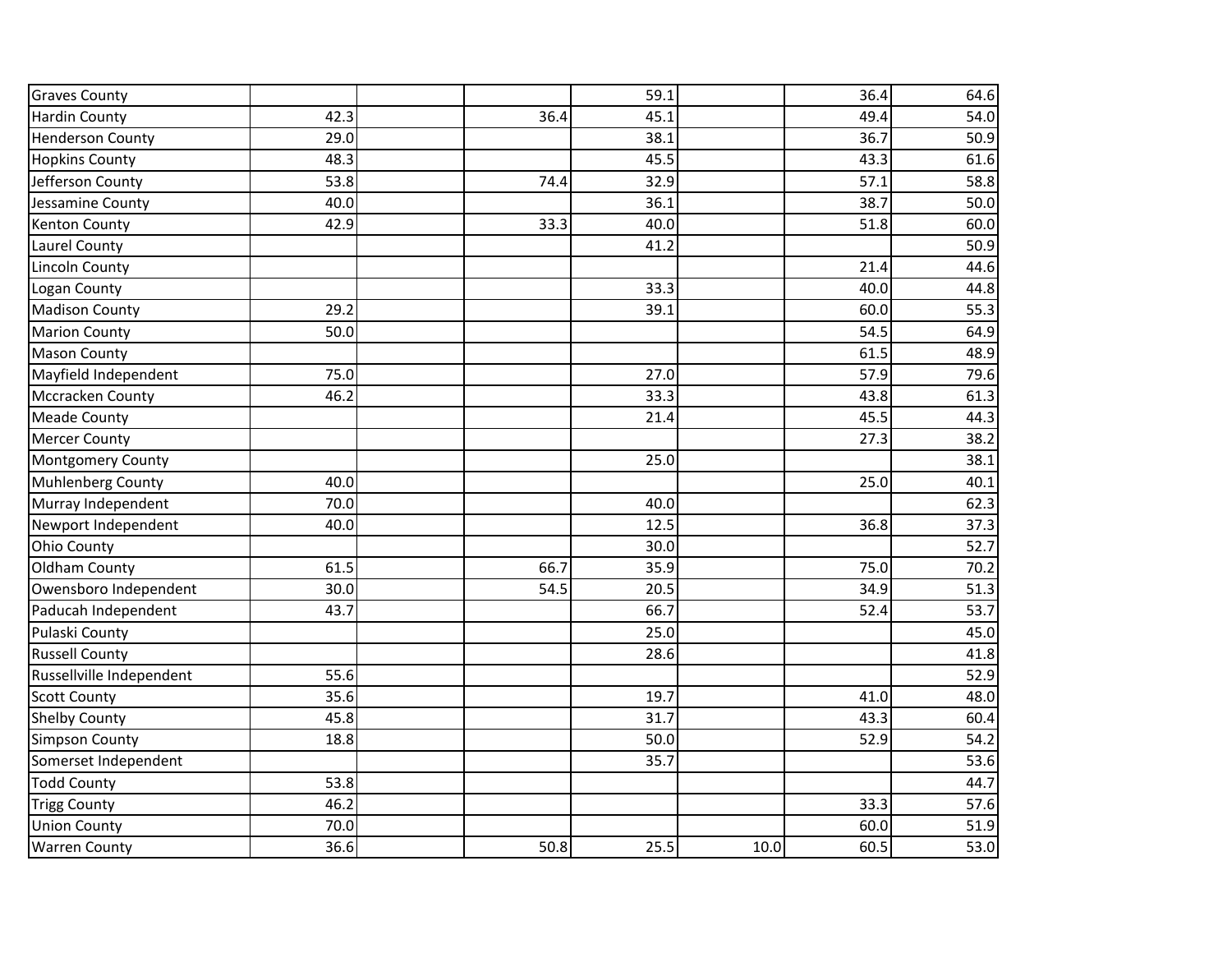| | | | | | | | |
|---|---|---|---|---|---|---|---|
| Graves County | | | | 59.1 | | 36.4 | 64.6 |
| Hardin County | 42.3 | | 36.4 | 45.1 | | 49.4 | 54.0 |
| Henderson County | 29.0 | | | 38.1 | | 36.7 | 50.9 |
| Hopkins County | 48.3 | | | 45.5 | | 43.3 | 61.6 |
| Jefferson County | 53.8 | | 74.4 | 32.9 | | 57.1 | 58.8 |
| Jessamine County | 40.0 | | | 36.1 | | 38.7 | 50.0 |
| Kenton County | 42.9 | | 33.3 | 40.0 | | 51.8 | 60.0 |
| Laurel County | | | | 41.2 | | | 50.9 |
| Lincoln County | | | | | | 21.4 | 44.6 |
| Logan County | | | | 33.3 | | 40.0 | 44.8 |
| Madison County | 29.2 | | | 39.1 | | 60.0 | 55.3 |
| Marion County | 50.0 | | | | | 54.5 | 64.9 |
| Mason County | | | | | | 61.5 | 48.9 |
| Mayfield Independent | 75.0 | | | 27.0 | | 57.9 | 79.6 |
| Mccracken County | 46.2 | | | 33.3 | | 43.8 | 61.3 |
| Meade County | | | | 21.4 | | 45.5 | 44.3 |
| Mercer County | | | | | | 27.3 | 38.2 |
| Montgomery County | | | | 25.0 | | | 38.1 |
| Muhlenberg County | 40.0 | | | | | 25.0 | 40.1 |
| Murray Independent | 70.0 | | | 40.0 | | | 62.3 |
| Newport Independent | 40.0 | | | 12.5 | | 36.8 | 37.3 |
| Ohio County | | | | 30.0 | | | 52.7 |
| Oldham County | 61.5 | | 66.7 | 35.9 | | 75.0 | 70.2 |
| Owensboro Independent | 30.0 | | 54.5 | 20.5 | | 34.9 | 51.3 |
| Paducah Independent | 43.7 | | | 66.7 | | 52.4 | 53.7 |
| Pulaski County | | | | 25.0 | | | 45.0 |
| Russell County | | | | 28.6 | | | 41.8 |
| Russellville Independent | 55.6 | | | | | | 52.9 |
| Scott County | 35.6 | | | 19.7 | | 41.0 | 48.0 |
| Shelby County | 45.8 | | | 31.7 | | 43.3 | 60.4 |
| Simpson County | 18.8 | | | 50.0 | | 52.9 | 54.2 |
| Somerset Independent | | | | 35.7 | | | 53.6 |
| Todd County | 53.8 | | | | | | 44.7 |
| Trigg County | 46.2 | | | | | 33.3 | 57.6 |
| Union County | 70.0 | | | | | 60.0 | 51.9 |
| Warren County | 36.6 | | 50.8 | 25.5 | 10.0 | 60.5 | 53.0 |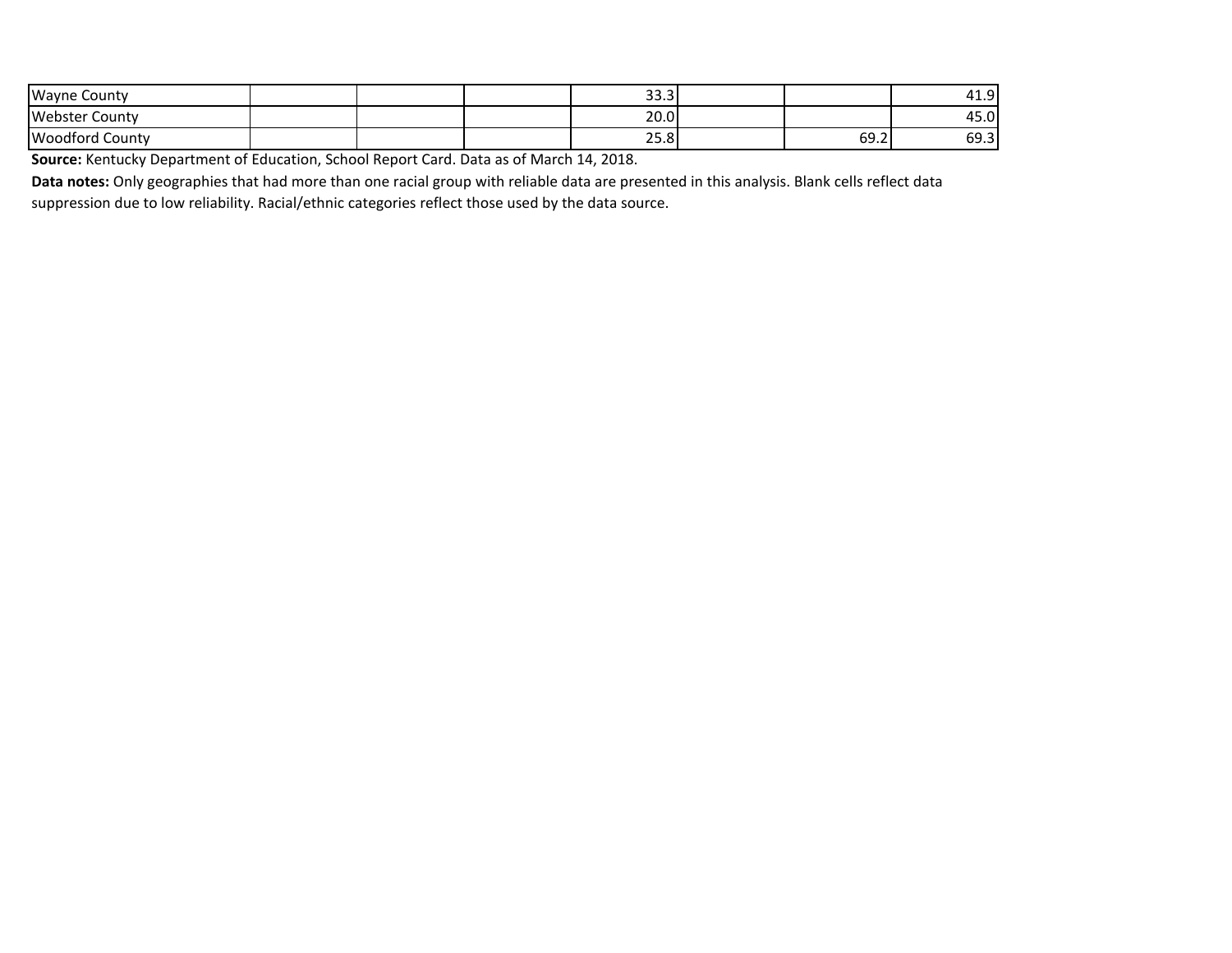| | | | | | | | |
|---|---|---|---|---|---|---|---|
| Wayne County | | | | 33.3 | | | 41.9 |
| Webster County | | | | 20.0 | | | 45.0 |
| Woodford County | | | | 25.8 | | 69.2 | 69.3 |

**Source:** Kentucky Department of Education, School Report Card. Data as of March 14, 2018.

**Data notes:** Only geographies that had more than one racial group with reliable data are presented in this analysis. Blank cells reflect data suppression due to low reliability. Racial/ethnic categories reflect those used by the data source.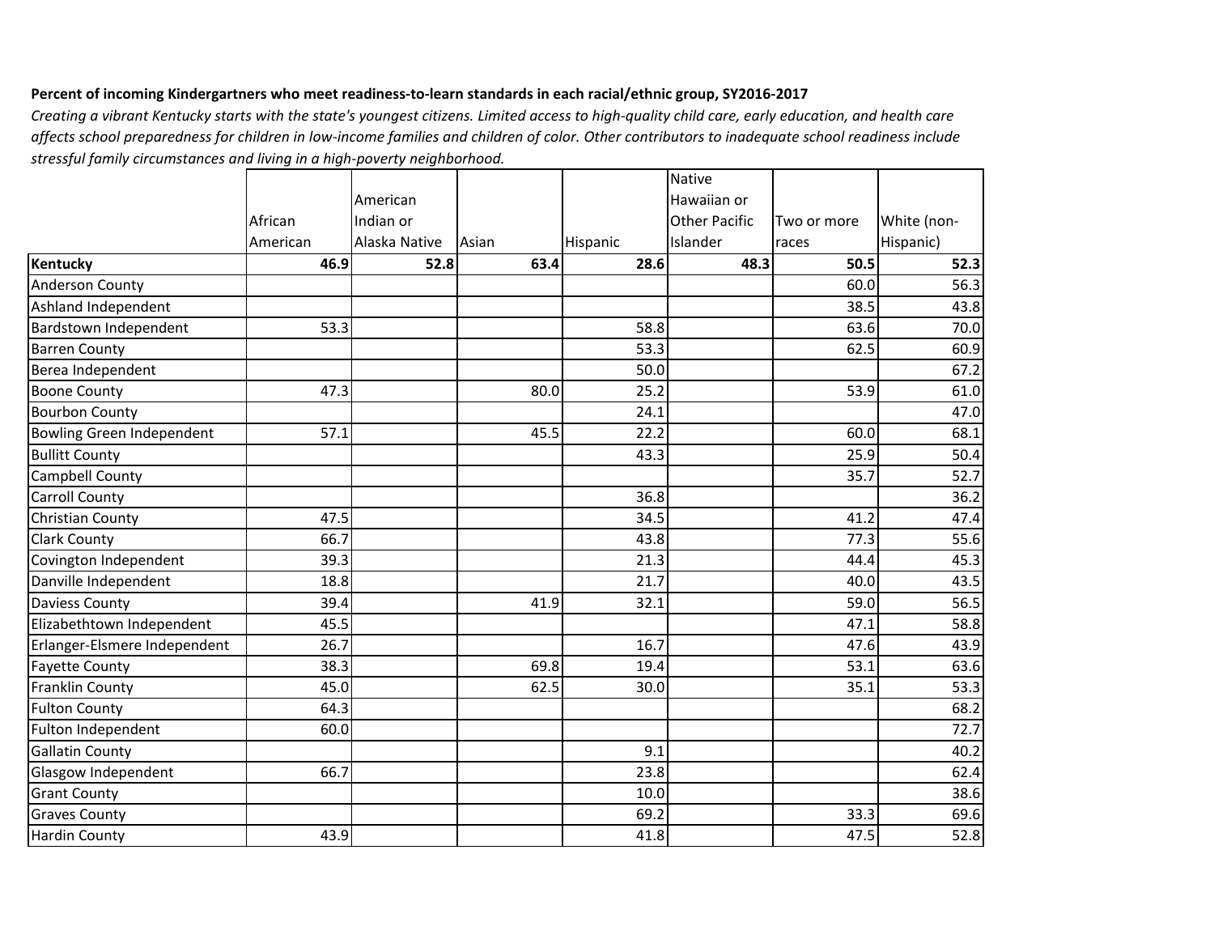**Percent of incoming Kindergartners who meet readiness-to-learn standards in each racial/ethnic group, SY2016-2017**

*Creating a vibrant Kentucky starts with the state's youngest citizens. Limited access to high-quality child care, early education, and health care affects school preparedness for children in low-income families and children of color. Other contributors to inadequate school readiness include stressful family circumstances and living in a high-poverty neighborhood.*

| | African American | American Indian or Alaska Native | Asian | Hispanic | Native Hawaiian or Other Pacific Islander | Two or more races | White (non-Hispanic) |
|---|---|---|---|---|---|---|---|
| **Kentucky** | **46.9** | **52.8** | **63.4** | **28.6** | **48.3** | **50.5** | **52.3** |
| Anderson County | | | | | | 60.0 | 56.3 |
| Ashland Independent | | | | | | 38.5 | 43.8 |
| Bardstown Independent | 53.3 | | | 58.8 | | 63.6 | 70.0 |
| Barren County | | | | 53.3 | | 62.5 | 60.9 |
| Berea Independent | | | | 50.0 | | | 67.2 |
| Boone County | 47.3 | | 80.0 | 25.2 | | 53.9 | 61.0 |
| Bourbon County | | | | 24.1 | | | 47.0 |
| Bowling Green Independent | 57.1 | | 45.5 | 22.2 | | 60.0 | 68.1 |
| Bullitt County | | | | 43.3 | | 25.9 | 50.4 |
| Campbell County | | | | | | 35.7 | 52.7 |
| Carroll County | | | | 36.8 | | | 36.2 |
| Christian County | 47.5 | | | 34.5 | | 41.2 | 47.4 |
| Clark County | 66.7 | | | 43.8 | | 77.3 | 55.6 |
| Covington Independent | 39.3 | | | 21.3 | | 44.4 | 45.3 |
| Danville Independent | 18.8 | | | 21.7 | | 40.0 | 43.5 |
| Daviess County | 39.4 | | 41.9 | 32.1 | | 59.0 | 56.5 |
| Elizabethtown Independent | 45.5 | | | | | 47.1 | 58.8 |
| Erlanger-Elsmere Independent | 26.7 | | | 16.7 | | 47.6 | 43.9 |
| Fayette County | 38.3 | | 69.8 | 19.4 | | 53.1 | 63.6 |
| Franklin County | 45.0 | | 62.5 | 30.0 | | 35.1 | 53.3 |
| Fulton County | 64.3 | | | | | | 68.2 |
| Fulton Independent | 60.0 | | | | | | 72.7 |
| Gallatin County | | | | 9.1 | | | 40.2 |
| Glasgow Independent | 66.7 | | | 23.8 | | | 62.4 |
| Grant County | | | | 10.0 | | | 38.6 |
| Graves County | | | | 69.2 | | 33.3 | 69.6 |
| Hardin County | 43.9 | | | 41.8 | | 47.5 | 52.8 |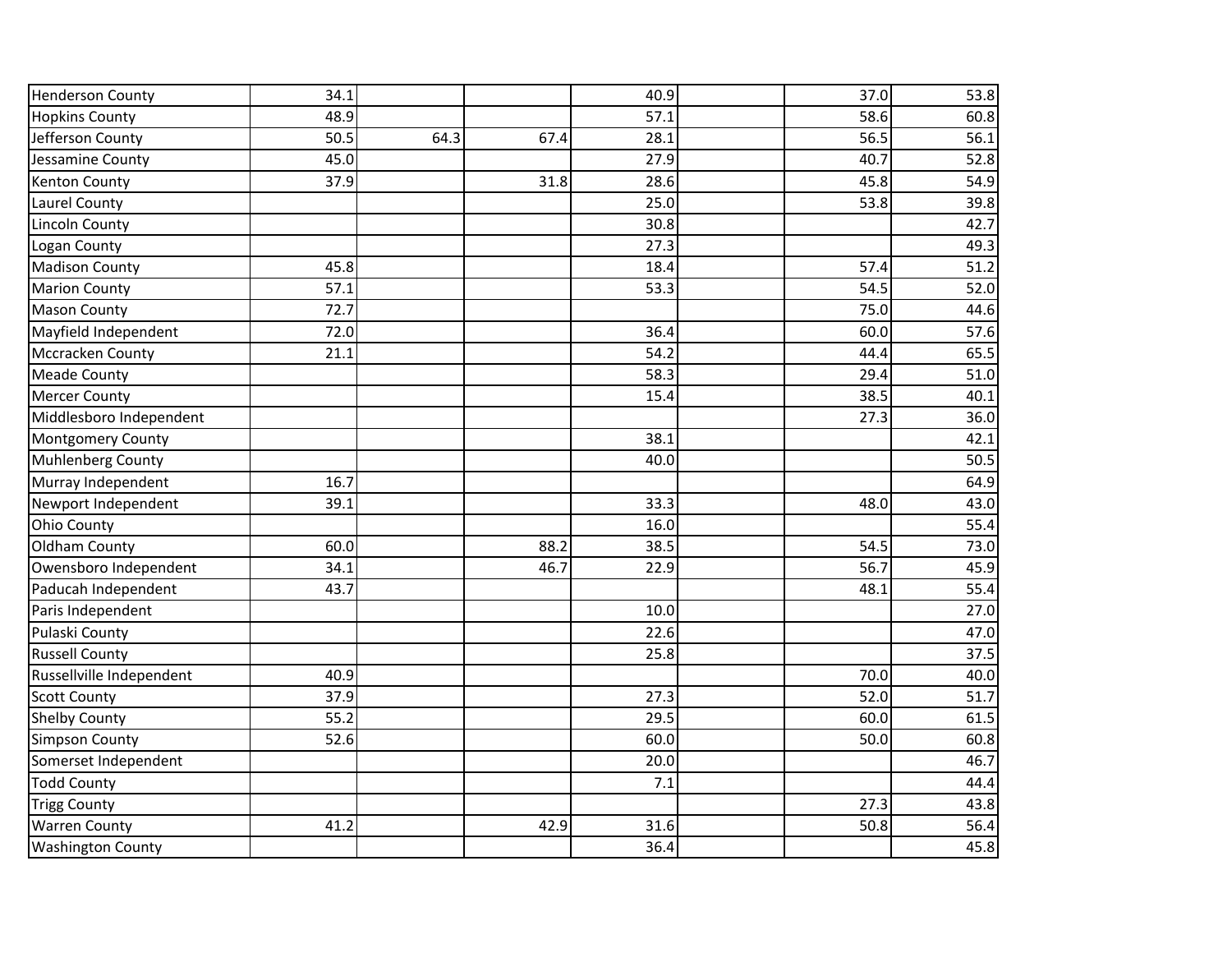| | | | | | | | |
|---|---|---|---|---|---|---|---|
| Henderson County | 34.1 | | | 40.9 | | 37.0 | 53.8 |
| Hopkins County | 48.9 | | | 57.1 | | 58.6 | 60.8 |
| Jefferson County | 50.5 | 64.3 | 67.4 | 28.1 | | 56.5 | 56.1 |
| Jessamine County | 45.0 | | | 27.9 | | 40.7 | 52.8 |
| Kenton County | 37.9 | | 31.8 | 28.6 | | 45.8 | 54.9 |
| Laurel County | | | | 25.0 | | 53.8 | 39.8 |
| Lincoln County | | | | 30.8 | | | 42.7 |
| Logan County | | | | 27.3 | | | 49.3 |
| Madison County | 45.8 | | | 18.4 | | 57.4 | 51.2 |
| Marion County | 57.1 | | | 53.3 | | 54.5 | 52.0 |
| Mason County | 72.7 | | | | | 75.0 | 44.6 |
| Mayfield Independent | 72.0 | | | 36.4 | | 60.0 | 57.6 |
| Mccracken County | 21.1 | | | 54.2 | | 44.4 | 65.5 |
| Meade County | | | | 58.3 | | 29.4 | 51.0 |
| Mercer County | | | | 15.4 | | 38.5 | 40.1 |
| Middlesboro Independent | | | | | | 27.3 | 36.0 |
| Montgomery County | | | | 38.1 | | | 42.1 |
| Muhlenberg County | | | | 40.0 | | | 50.5 |
| Murray Independent | 16.7 | | | | | | 64.9 |
| Newport Independent | 39.1 | | | 33.3 | | 48.0 | 43.0 |
| Ohio County | | | | 16.0 | | | 55.4 |
| Oldham County | 60.0 | | 88.2 | 38.5 | | 54.5 | 73.0 |
| Owensboro Independent | 34.1 | | 46.7 | 22.9 | | 56.7 | 45.9 |
| Paducah Independent | 43.7 | | | | | 48.1 | 55.4 |
| Paris Independent | | | | 10.0 | | | 27.0 |
| Pulaski County | | | | 22.6 | | | 47.0 |
| Russell County | | | | 25.8 | | | 37.5 |
| Russellville Independent | 40.9 | | | | | 70.0 | 40.0 |
| Scott County | 37.9 | | | 27.3 | | 52.0 | 51.7 |
| Shelby County | 55.2 | | | 29.5 | | 60.0 | 61.5 |
| Simpson County | 52.6 | | | 60.0 | | 50.0 | 60.8 |
| Somerset Independent | | | | 20.0 | | | 46.7 |
| Todd County | | | | 7.1 | | | 44.4 |
| Trigg County | | | | | | 27.3 | 43.8 |
| Warren County | 41.2 | | 42.9 | 31.6 | | 50.8 | 56.4 |
| Washington County | | | | 36.4 | | | 45.8 |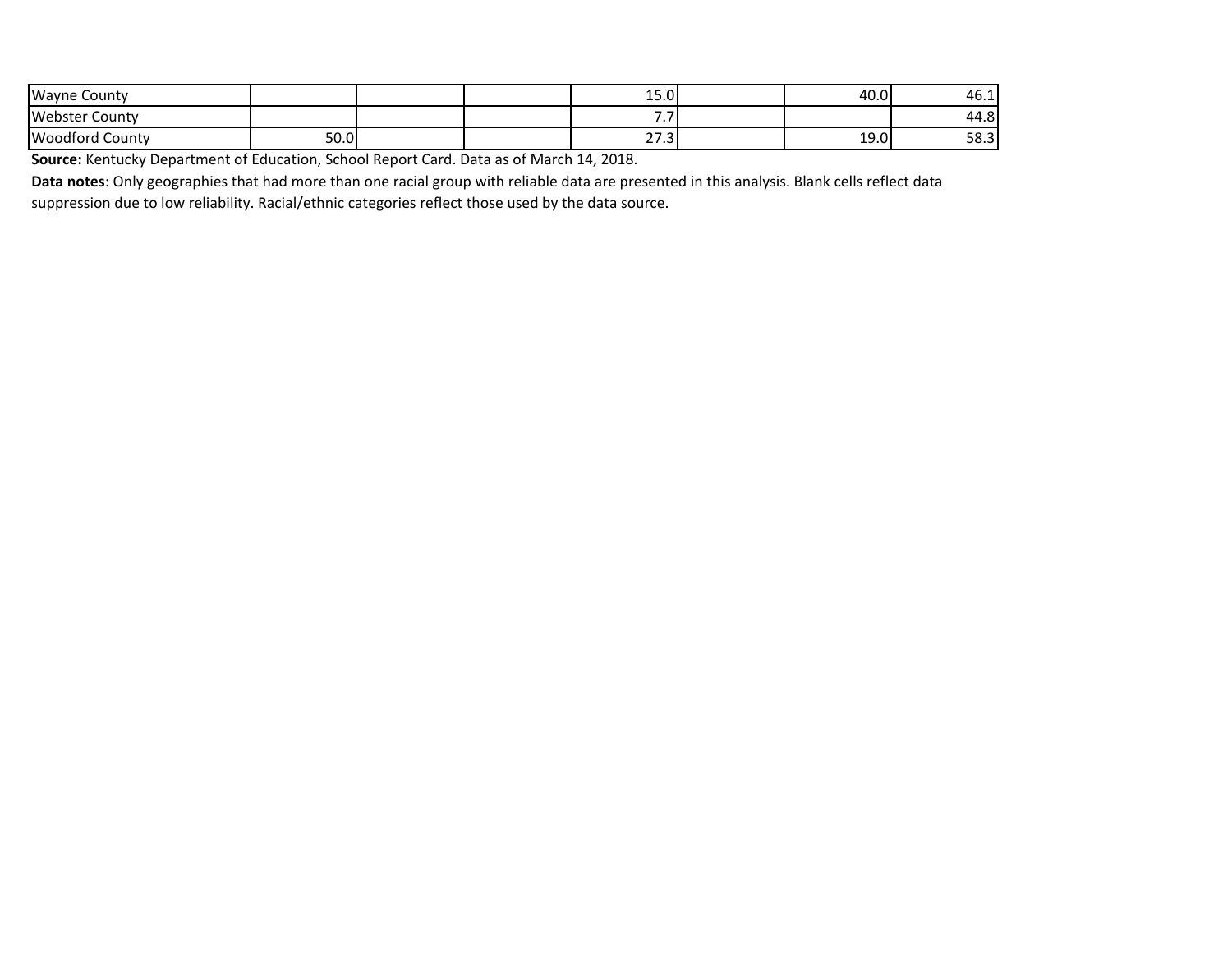| | | | | | | | |
|---|---|---|---|---|---|---|---|
| Wayne County | | | | 15.0 | | 40.0 | 46.1 |
| Webster County | | | | 7.7 | | | 44.8 |
| Woodford County | 50.0 | | | 27.3 | | 19.0 | 58.3 |

**Source:** Kentucky Department of Education, School Report Card. Data as of March 14, 2018.

**Data notes**: Only geographies that had more than one racial group with reliable data are presented in this analysis. Blank cells reflect data suppression due to low reliability. Racial/ethnic categories reflect those used by the data source.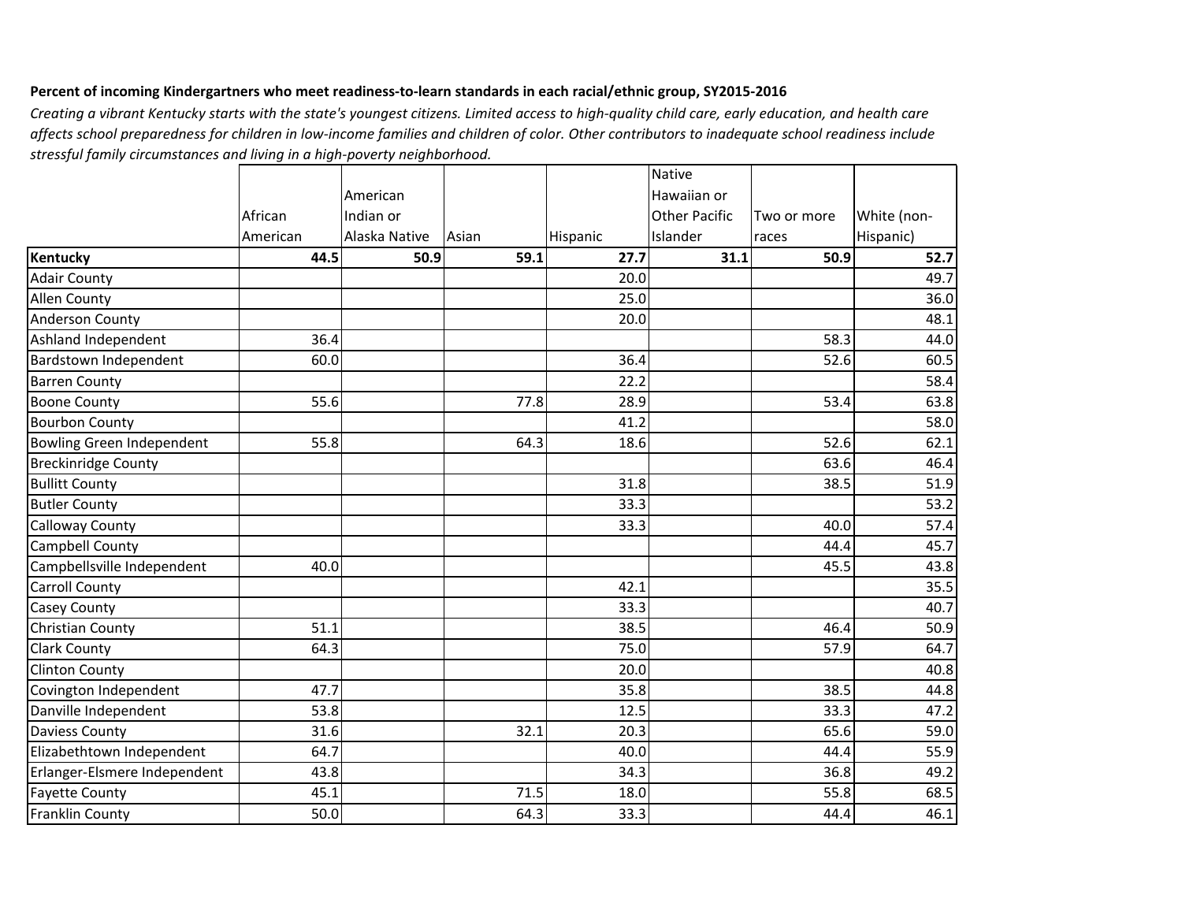**Percent of incoming Kindergartners who meet readiness-to-learn standards in each racial/ethnic group, SY2015-2016**

*Creating a vibrant Kentucky starts with the state's youngest citizens. Limited access to high-quality child care, early education, and health care affects school preparedness for children in low-income families and children of color. Other contributors to inadequate school readiness include stressful family circumstances and living in a high-poverty neighborhood.*

| | African American | American Indian or Alaska Native | Asian | Hispanic | Native Hawaiian or Other Pacific Islander | Two or more races | White (non-Hispanic) |
|---|---|---|---|---|---|---|---|
| **Kentucky** | **44.5** | **50.9** | **59.1** | **27.7** | **31.1** | **50.9** | **52.7** |
| Adair County | | | | 20.0 | | | 49.7 |
| Allen County | | | | 25.0 | | | 36.0 |
| Anderson County | | | | 20.0 | | | 48.1 |
| Ashland Independent | 36.4 | | | | | 58.3 | 44.0 |
| Bardstown Independent | 60.0 | | | 36.4 | | 52.6 | 60.5 |
| Barren County | | | | 22.2 | | | 58.4 |
| Boone County | 55.6 | | 77.8 | 28.9 | | 53.4 | 63.8 |
| Bourbon County | | | | 41.2 | | | 58.0 |
| Bowling Green Independent | 55.8 | | 64.3 | 18.6 | | 52.6 | 62.1 |
| Breckinridge County | | | | | | 63.6 | 46.4 |
| Bullitt County | | | | 31.8 | | 38.5 | 51.9 |
| Butler County | | | | 33.3 | | | 53.2 |
| Calloway County | | | | 33.3 | | 40.0 | 57.4 |
| Campbell County | | | | | | 44.4 | 45.7 |
| Campbellsville Independent | 40.0 | | | | | 45.5 | 43.8 |
| Carroll County | | | | 42.1 | | | 35.5 |
| Casey County | | | | 33.3 | | | 40.7 |
| Christian County | 51.1 | | | 38.5 | | 46.4 | 50.9 |
| Clark County | 64.3 | | | 75.0 | | 57.9 | 64.7 |
| Clinton County | | | | 20.0 | | | 40.8 |
| Covington Independent | 47.7 | | | 35.8 | | 38.5 | 44.8 |
| Danville Independent | 53.8 | | | 12.5 | | 33.3 | 47.2 |
| Daviess County | 31.6 | | 32.1 | 20.3 | | 65.6 | 59.0 |
| Elizabethtown Independent | 64.7 | | | 40.0 | | 44.4 | 55.9 |
| Erlanger-Elsmere Independent | 43.8 | | | 34.3 | | 36.8 | 49.2 |
| Fayette County | 45.1 | | 71.5 | 18.0 | | 55.8 | 68.5 |
| Franklin County | 50.0 | | 64.3 | 33.3 | | 44.4 | 46.1 |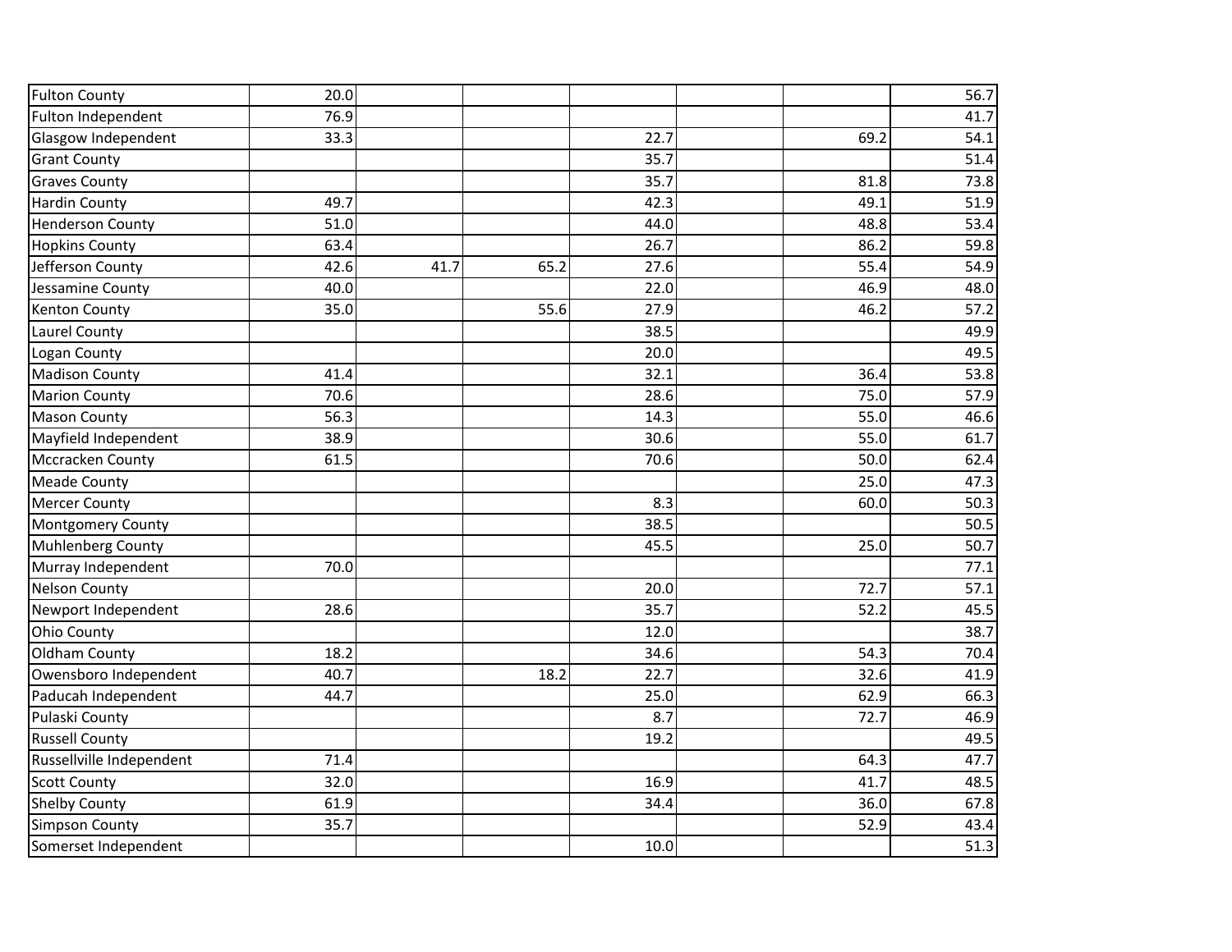| | | | | | | | |
|---|---|---|---|---|---|---|---|
| Fulton County | 20.0 | | | | | | 56.7 |
| Fulton Independent | 76.9 | | | | | | 41.7 |
| Glasgow Independent | 33.3 | | | 22.7 | | 69.2 | 54.1 |
| Grant County | | | | 35.7 | | | 51.4 |
| Graves County | | | | 35.7 | | 81.8 | 73.8 |
| Hardin County | 49.7 | | | 42.3 | | 49.1 | 51.9 |
| Henderson County | 51.0 | | | 44.0 | | 48.8 | 53.4 |
| Hopkins County | 63.4 | | | 26.7 | | 86.2 | 59.8 |
| Jefferson County | 42.6 | 41.7 | 65.2 | 27.6 | | 55.4 | 54.9 |
| Jessamine County | 40.0 | | | 22.0 | | 46.9 | 48.0 |
| Kenton County | 35.0 | | 55.6 | 27.9 | | 46.2 | 57.2 |
| Laurel County | | | | 38.5 | | | 49.9 |
| Logan County | | | | 20.0 | | | 49.5 |
| Madison County | 41.4 | | | 32.1 | | 36.4 | 53.8 |
| Marion County | 70.6 | | | 28.6 | | 75.0 | 57.9 |
| Mason County | 56.3 | | | 14.3 | | 55.0 | 46.6 |
| Mayfield Independent | 38.9 | | | 30.6 | | 55.0 | 61.7 |
| Mccracken County | 61.5 | | | 70.6 | | 50.0 | 62.4 |
| Meade County | | | | | | 25.0 | 47.3 |
| Mercer County | | | | 8.3 | | 60.0 | 50.3 |
| Montgomery County | | | | 38.5 | | | 50.5 |
| Muhlenberg County | | | | 45.5 | | 25.0 | 50.7 |
| Murray Independent | 70.0 | | | | | | 77.1 |
| Nelson County | | | | 20.0 | | 72.7 | 57.1 |
| Newport Independent | 28.6 | | | 35.7 | | 52.2 | 45.5 |
| Ohio County | | | | 12.0 | | | 38.7 |
| Oldham County | 18.2 | | | 34.6 | | 54.3 | 70.4 |
| Owensboro Independent | 40.7 | | 18.2 | 22.7 | | 32.6 | 41.9 |
| Paducah Independent | 44.7 | | | 25.0 | | 62.9 | 66.3 |
| Pulaski County | | | | 8.7 | | 72.7 | 46.9 |
| Russell County | | | | 19.2 | | | 49.5 |
| Russellville Independent | 71.4 | | | | | 64.3 | 47.7 |
| Scott County | 32.0 | | | 16.9 | | 41.7 | 48.5 |
| Shelby County | 61.9 | | | 34.4 | | 36.0 | 67.8 |
| Simpson County | 35.7 | | | | | 52.9 | 43.4 |
| Somerset Independent | | | | 10.0 | | | 51.3 |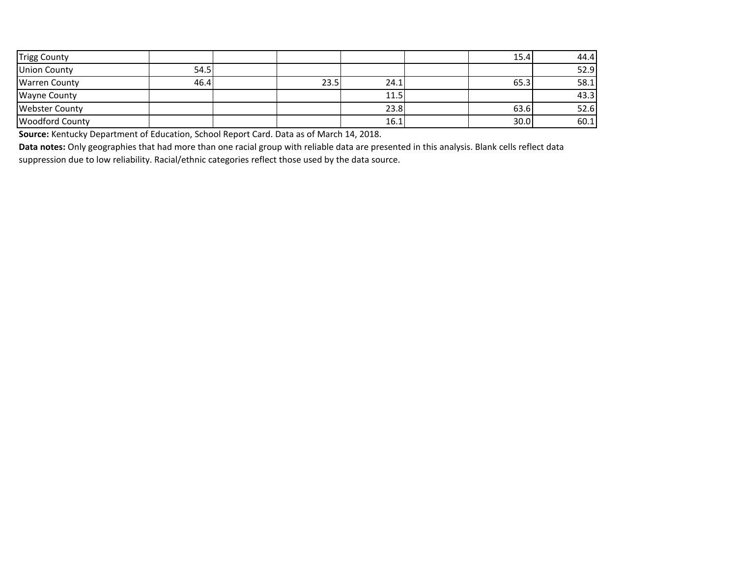| | | | | | | | |
|---|---|---|---|---|---|---|---|
| Trigg County | | | | | | 15.4 | 44.4 |
| Union County | 54.5 | | | | | | 52.9 |
| Warren County | 46.4 | | 23.5 | 24.1 | | 65.3 | 58.1 |
| Wayne County | | | | 11.5 | | | 43.3 |
| Webster County | | | | 23.8 | | 63.6 | 52.6 |
| Woodford County | | | | 16.1 | | 30.0 | 60.1 |

**Source:** Kentucky Department of Education, School Report Card. Data as of March 14, 2018.

**Data notes:** Only geographies that had more than one racial group with reliable data are presented in this analysis. Blank cells reflect data suppression due to low reliability. Racial/ethnic categories reflect those used by the data source.